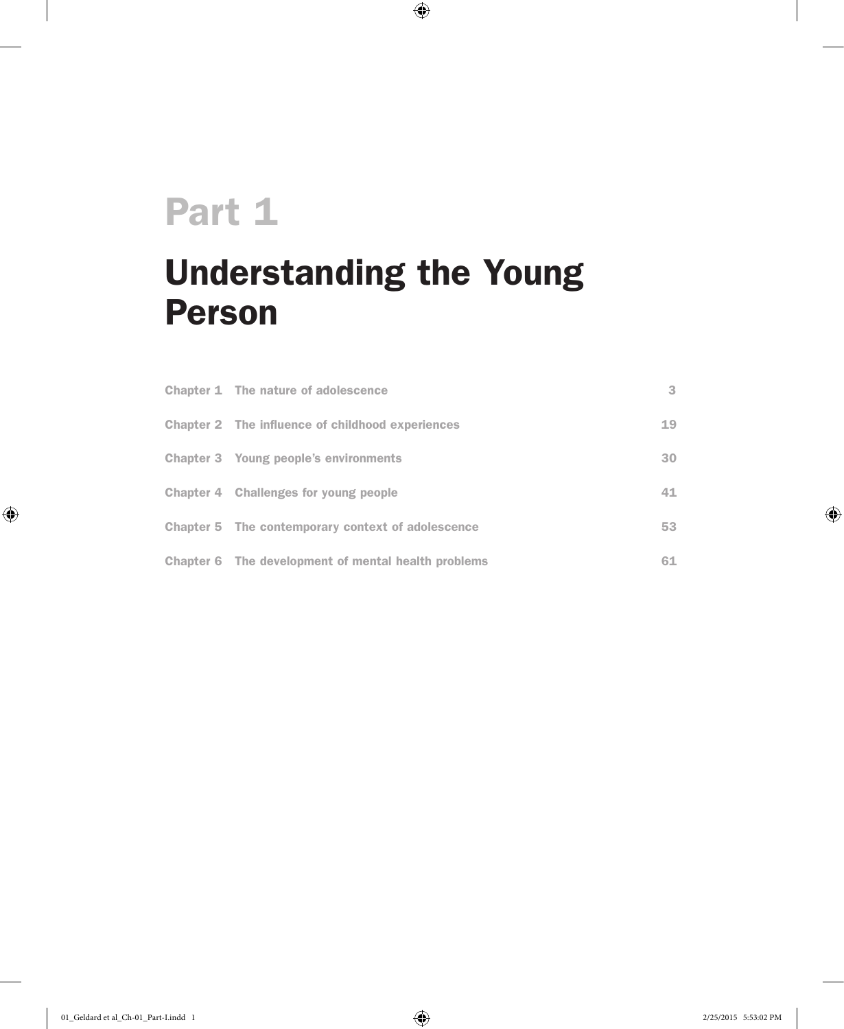# Part 1

# Understanding the Young Person

| | | |
|---|---|---|
| Chapter 1 | The nature of adolescence | 3 |
| Chapter 2 | The influence of childhood experiences | 19 |
| Chapter 3 | Young people's environments | 30 |
| Chapter 4 | Challenges for young people | 41 |
| Chapter 5 | The contemporary context of adolescence | 53 |
| Chapter 6 | The development of mental health problems | 61 |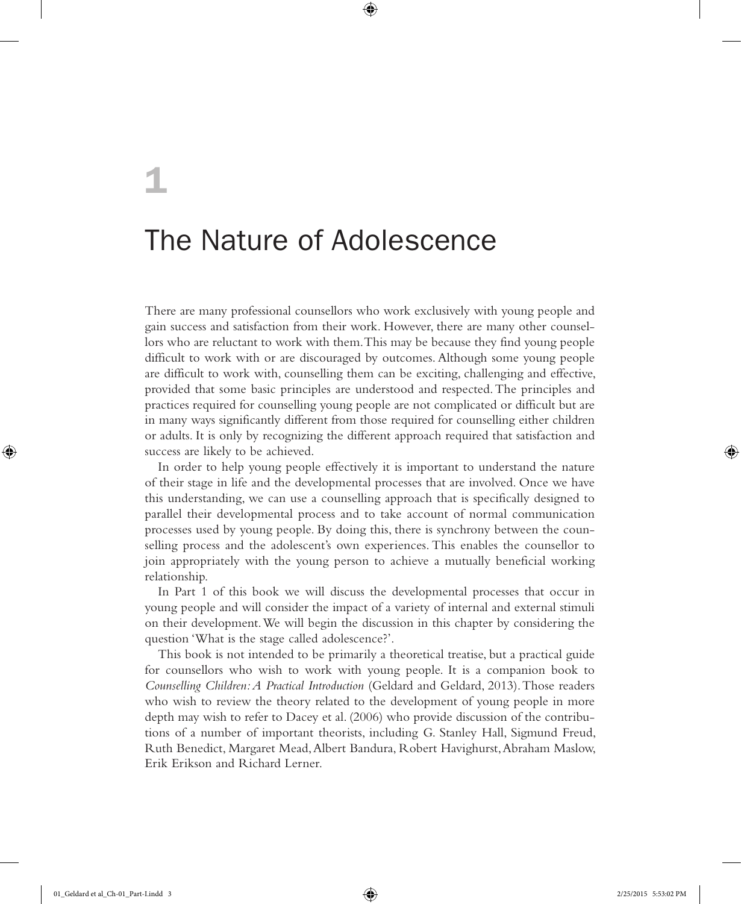# 1

# The Nature of Adolescence

There are many professional counsellors who work exclusively with young people and gain success and satisfaction from their work. However, there are many other counsellors who are reluctant to work with them. This may be because they find young people difficult to work with or are discouraged by outcomes. Although some young people are difficult to work with, counselling them can be exciting, challenging and effective, provided that some basic principles are understood and respected. The principles and practices required for counselling young people are not complicated or difficult but are in many ways significantly different from those required for counselling either children or adults. It is only by recognizing the different approach required that satisfaction and success are likely to be achieved.

In order to help young people effectively it is important to understand the nature of their stage in life and the developmental processes that are involved. Once we have this understanding, we can use a counselling approach that is specifically designed to parallel their developmental process and to take account of normal communication processes used by young people. By doing this, there is synchrony between the counselling process and the adolescent's own experiences. This enables the counsellor to join appropriately with the young person to achieve a mutually beneficial working relationship.

In Part 1 of this book we will discuss the developmental processes that occur in young people and will consider the impact of a variety of internal and external stimuli on their development. We will begin the discussion in this chapter by considering the question 'What is the stage called adolescence?'.

This book is not intended to be primarily a theoretical treatise, but a practical guide for counsellors who wish to work with young people. It is a companion book to *Counselling Children: A Practical Introduction* (Geldard and Geldard, 2013). Those readers who wish to review the theory related to the development of young people in more depth may wish to refer to Dacey et al. (2006) who provide discussion of the contributions of a number of important theorists, including G. Stanley Hall, Sigmund Freud, Ruth Benedict, Margaret Mead, Albert Bandura, Robert Havighurst, Abraham Maslow, Erik Erikson and Richard Lerner.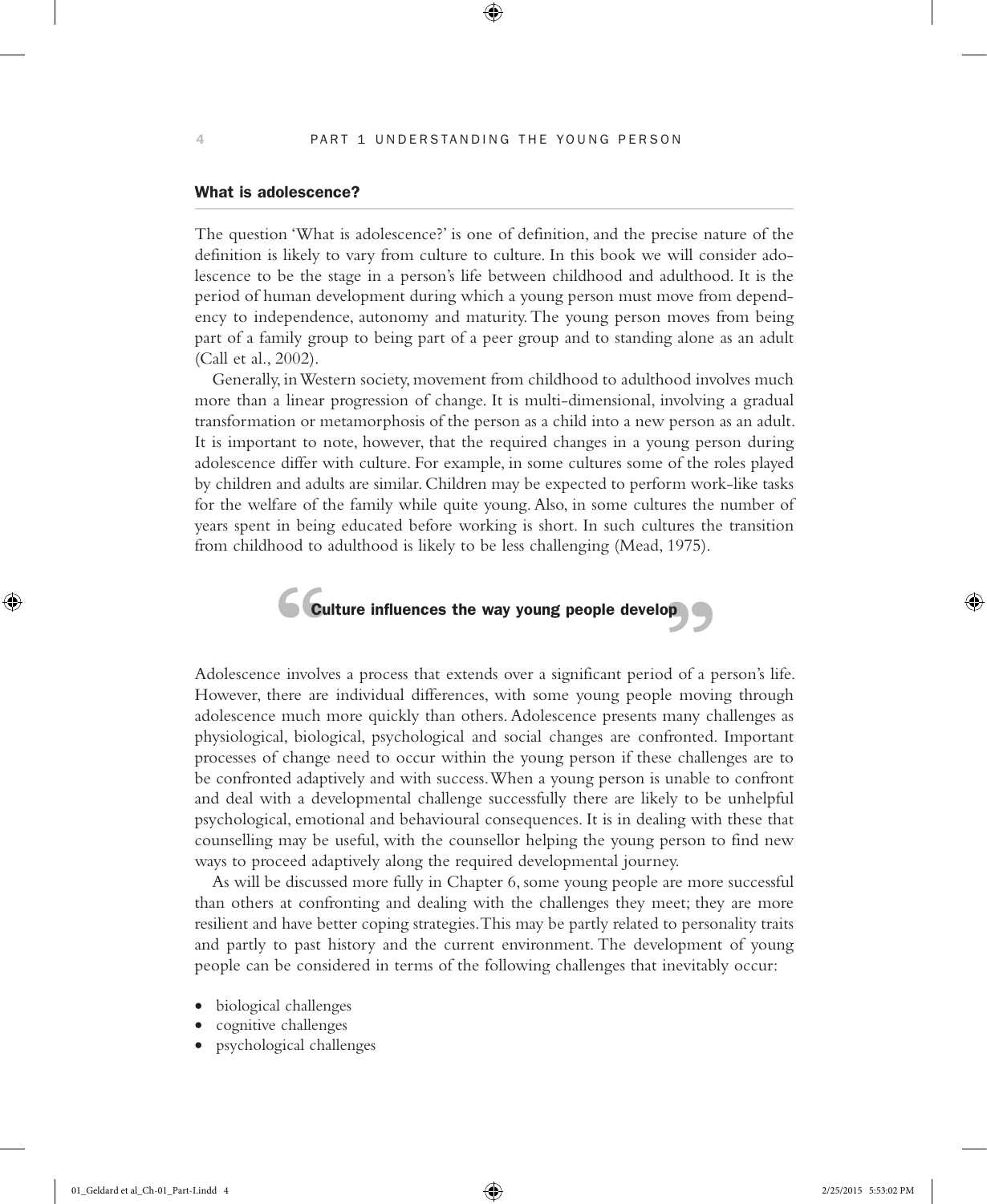## What is adolescence?

The question 'What is adolescence?' is one of definition, and the precise nature of the definition is likely to vary from culture to culture. In this book we will consider adolescence to be the stage in a person's life between childhood and adulthood. It is the period of human development during which a young person must move from dependency to independence, autonomy and maturity. The young person moves from being part of a family group to being part of a peer group and to standing alone as an adult (Call et al., 2002).

Generally, in Western society, movement from childhood to adulthood involves much more than a linear progression of change. It is multi-dimensional, involving a gradual transformation or metamorphosis of the person as a child into a new person as an adult. It is important to note, however, that the required changes in a young person during adolescence differ with culture. For example, in some cultures some of the roles played by children and adults are similar. Children may be expected to perform work-like tasks for the welfare of the family while quite young. Also, in some cultures the number of years spent in being educated before working is short. In such cultures the transition from childhood to adulthood is likely to be less challenging (Mead, 1975).

> **Culture influences the way young people develop**

Adolescence involves a process that extends over a significant period of a person's life. However, there are individual differences, with some young people moving through adolescence much more quickly than others. Adolescence presents many challenges as physiological, biological, psychological and social changes are confronted. Important processes of change need to occur within the young person if these challenges are to be confronted adaptively and with success. When a young person is unable to confront and deal with a developmental challenge successfully there are likely to be unhelpful psychological, emotional and behavioural consequences. It is in dealing with these that counselling may be useful, with the counsellor helping the young person to find new ways to proceed adaptively along the required developmental journey.

As will be discussed more fully in Chapter 6, some young people are more successful than others at confronting and dealing with the challenges they meet; they are more resilient and have better coping strategies. This may be partly related to personality traits and partly to past history and the current environment. The development of young people can be considered in terms of the following challenges that inevitably occur:

- biological challenges
- cognitive challenges
- psychological challenges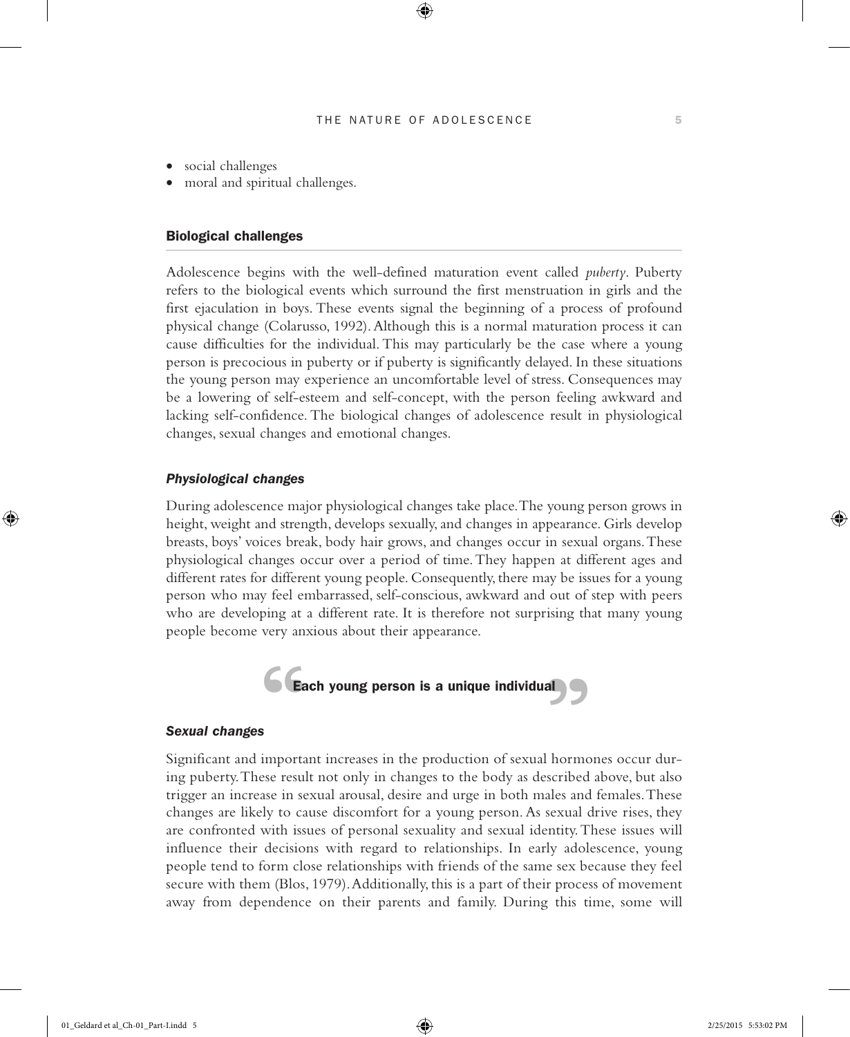- social challenges
- moral and spiritual challenges.

## Biological challenges

Adolescence begins with the well-defined maturation event called *puberty*. Puberty refers to the biological events which surround the first menstruation in girls and the first ejaculation in boys. These events signal the beginning of a process of profound physical change (Colarusso, 1992). Although this is a normal maturation process it can cause difficulties for the individual. This may particularly be the case where a young person is precocious in puberty or if puberty is significantly delayed. In these situations the young person may experience an uncomfortable level of stress. Consequences may be a lowering of self-esteem and self-concept, with the person feeling awkward and lacking self-confidence. The biological changes of adolescence result in physiological changes, sexual changes and emotional changes.

### *Physiological changes*

During adolescence major physiological changes take place. The young person grows in height, weight and strength, develops sexually, and changes in appearance. Girls develop breasts, boys' voices break, body hair grows, and changes occur in sexual organs. These physiological changes occur over a period of time. They happen at different ages and different rates for different young people. Consequently, there may be issues for a young person who may feel embarrassed, self-conscious, awkward and out of step with peers who are developing at a different rate. It is therefore not surprising that many young people become very anxious about their appearance.

> **"Each young person is a unique individual"**

### *Sexual changes*

Significant and important increases in the production of sexual hormones occur during puberty. These result not only in changes to the body as described above, but also trigger an increase in sexual arousal, desire and urge in both males and females. These changes are likely to cause discomfort for a young person. As sexual drive rises, they are confronted with issues of personal sexuality and sexual identity. These issues will influence their decisions with regard to relationships. In early adolescence, young people tend to form close relationships with friends of the same sex because they feel secure with them (Blos, 1979). Additionally, this is a part of their process of movement away from dependence on their parents and family. During this time, some will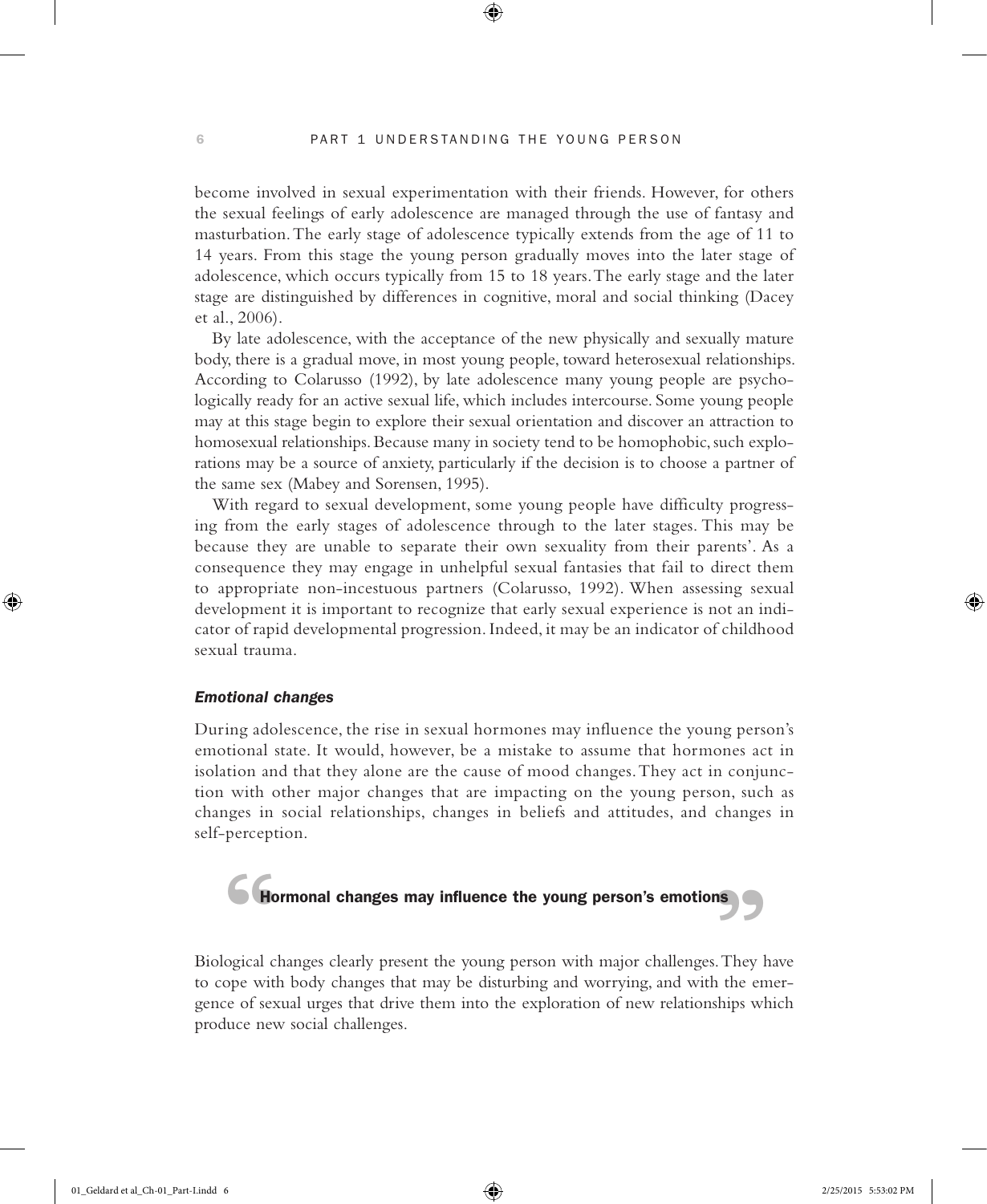become involved in sexual experimentation with their friends. However, for others the sexual feelings of early adolescence are managed through the use of fantasy and masturbation. The early stage of adolescence typically extends from the age of 11 to 14 years. From this stage the young person gradually moves into the later stage of adolescence, which occurs typically from 15 to 18 years. The early stage and the later stage are distinguished by differences in cognitive, moral and social thinking (Dacey et al., 2006).

By late adolescence, with the acceptance of the new physically and sexually mature body, there is a gradual move, in most young people, toward heterosexual relationships. According to Colarusso (1992), by late adolescence many young people are psychologically ready for an active sexual life, which includes intercourse. Some young people may at this stage begin to explore their sexual orientation and discover an attraction to homosexual relationships. Because many in society tend to be homophobic, such explorations may be a source of anxiety, particularly if the decision is to choose a partner of the same sex (Mabey and Sorensen, 1995).

With regard to sexual development, some young people have difficulty progressing from the early stages of adolescence through to the later stages. This may be because they are unable to separate their own sexuality from their parents'. As a consequence they may engage in unhelpful sexual fantasies that fail to direct them to appropriate non-incestuous partners (Colarusso, 1992). When assessing sexual development it is important to recognize that early sexual experience is not an indicator of rapid developmental progression. Indeed, it may be an indicator of childhood sexual trauma.

### *Emotional changes*

During adolescence, the rise in sexual hormones may influence the young person's emotional state. It would, however, be a mistake to assume that hormones act in isolation and that they alone are the cause of mood changes. They act in conjunction with other major changes that are impacting on the young person, such as changes in social relationships, changes in beliefs and attitudes, and changes in self-perception.

> **"Hormonal changes may influence the young person's emotions"**

Biological changes clearly present the young person with major challenges. They have to cope with body changes that may be disturbing and worrying, and with the emergence of sexual urges that drive them into the exploration of new relationships which produce new social challenges.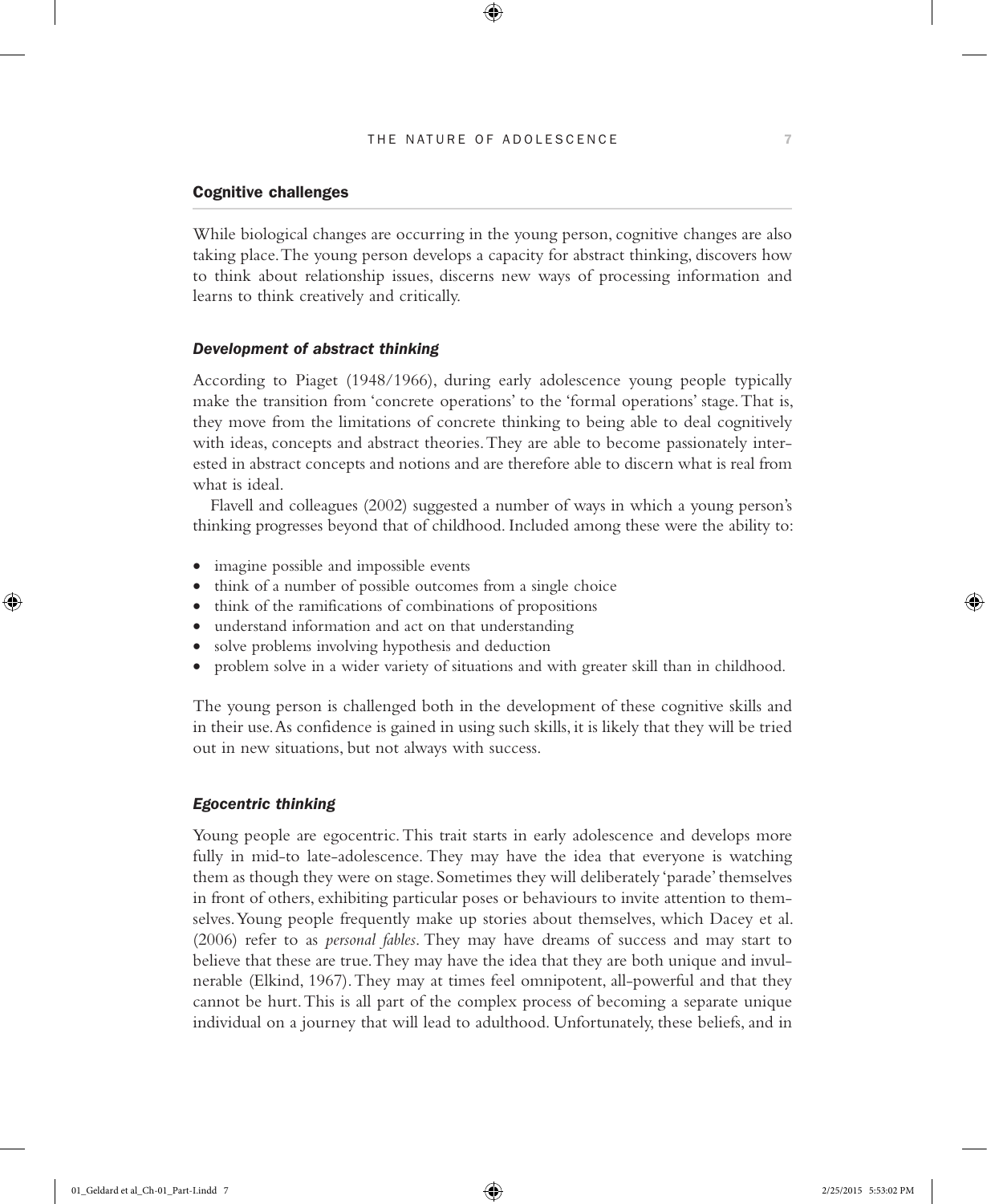## Cognitive challenges

While biological changes are occurring in the young person, cognitive changes are also taking place. The young person develops a capacity for abstract thinking, discovers how to think about relationship issues, discerns new ways of processing information and learns to think creatively and critically.

### *Development of abstract thinking*

According to Piaget (1948/1966), during early adolescence young people typically make the transition from 'concrete operations' to the 'formal operations' stage. That is, they move from the limitations of concrete thinking to being able to deal cognitively with ideas, concepts and abstract theories. They are able to become passionately interested in abstract concepts and notions and are therefore able to discern what is real from what is ideal.

Flavell and colleagues (2002) suggested a number of ways in which a young person's thinking progresses beyond that of childhood. Included among these were the ability to:

- imagine possible and impossible events
- think of a number of possible outcomes from a single choice
- think of the ramifications of combinations of propositions
- understand information and act on that understanding
- solve problems involving hypothesis and deduction
- problem solve in a wider variety of situations and with greater skill than in childhood.

The young person is challenged both in the development of these cognitive skills and in their use. As confidence is gained in using such skills, it is likely that they will be tried out in new situations, but not always with success.

### *Egocentric thinking*

Young people are egocentric. This trait starts in early adolescence and develops more fully in mid-to late-adolescence. They may have the idea that everyone is watching them as though they were on stage. Sometimes they will deliberately 'parade' themselves in front of others, exhibiting particular poses or behaviours to invite attention to themselves. Young people frequently make up stories about themselves, which Dacey et al. (2006) refer to as *personal fables*. They may have dreams of success and may start to believe that these are true. They may have the idea that they are both unique and invulnerable (Elkind, 1967). They may at times feel omnipotent, all-powerful and that they cannot be hurt. This is all part of the complex process of becoming a separate unique individual on a journey that will lead to adulthood. Unfortunately, these beliefs, and in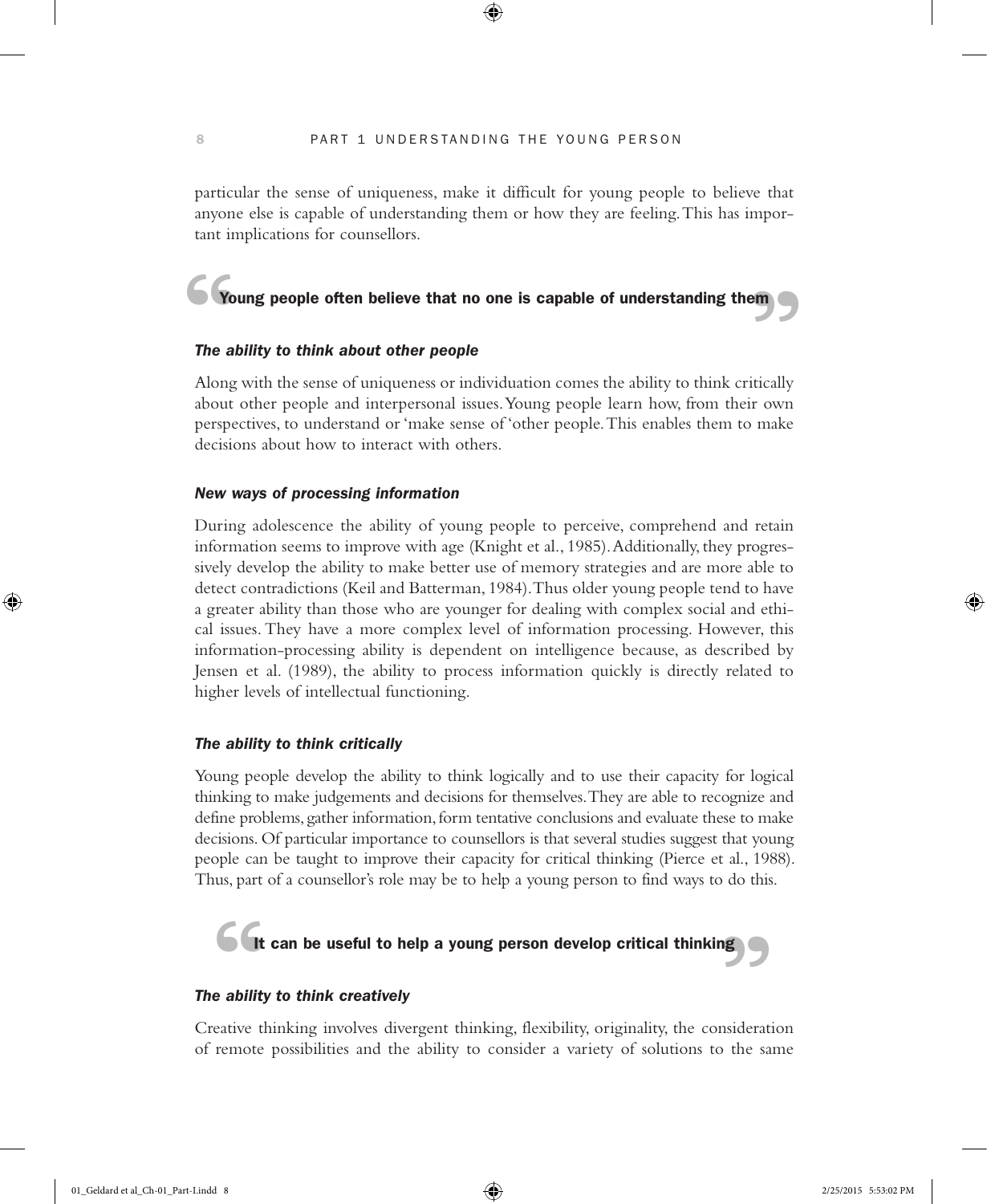particular the sense of uniqueness, make it difficult for young people to believe that anyone else is capable of understanding them or how they are feeling. This has important implications for counsellors.

> **"Young people often believe that no one is capable of understanding them"**

### *The ability to think about other people*

Along with the sense of uniqueness or individuation comes the ability to think critically about other people and interpersonal issues. Young people learn how, from their own perspectives, to understand or 'make sense of' other people. This enables them to make decisions about how to interact with others.

### *New ways of processing information*

During adolescence the ability of young people to perceive, comprehend and retain information seems to improve with age (Knight et al., 1985). Additionally, they progressively develop the ability to make better use of memory strategies and are more able to detect contradictions (Keil and Batterman, 1984). Thus older young people tend to have a greater ability than those who are younger for dealing with complex social and ethical issues. They have a more complex level of information processing. However, this information-processing ability is dependent on intelligence because, as described by Jensen et al. (1989), the ability to process information quickly is directly related to higher levels of intellectual functioning.

### *The ability to think critically*

Young people develop the ability to think logically and to use their capacity for logical thinking to make judgements and decisions for themselves. They are able to recognize and define problems, gather information, form tentative conclusions and evaluate these to make decisions. Of particular importance to counsellors is that several studies suggest that young people can be taught to improve their capacity for critical thinking (Pierce et al., 1988). Thus, part of a counsellor's role may be to help a young person to find ways to do this.

> **"It can be useful to help a young person develop critical thinking"**

### *The ability to think creatively*

Creative thinking involves divergent thinking, flexibility, originality, the consideration of remote possibilities and the ability to consider a variety of solutions to the same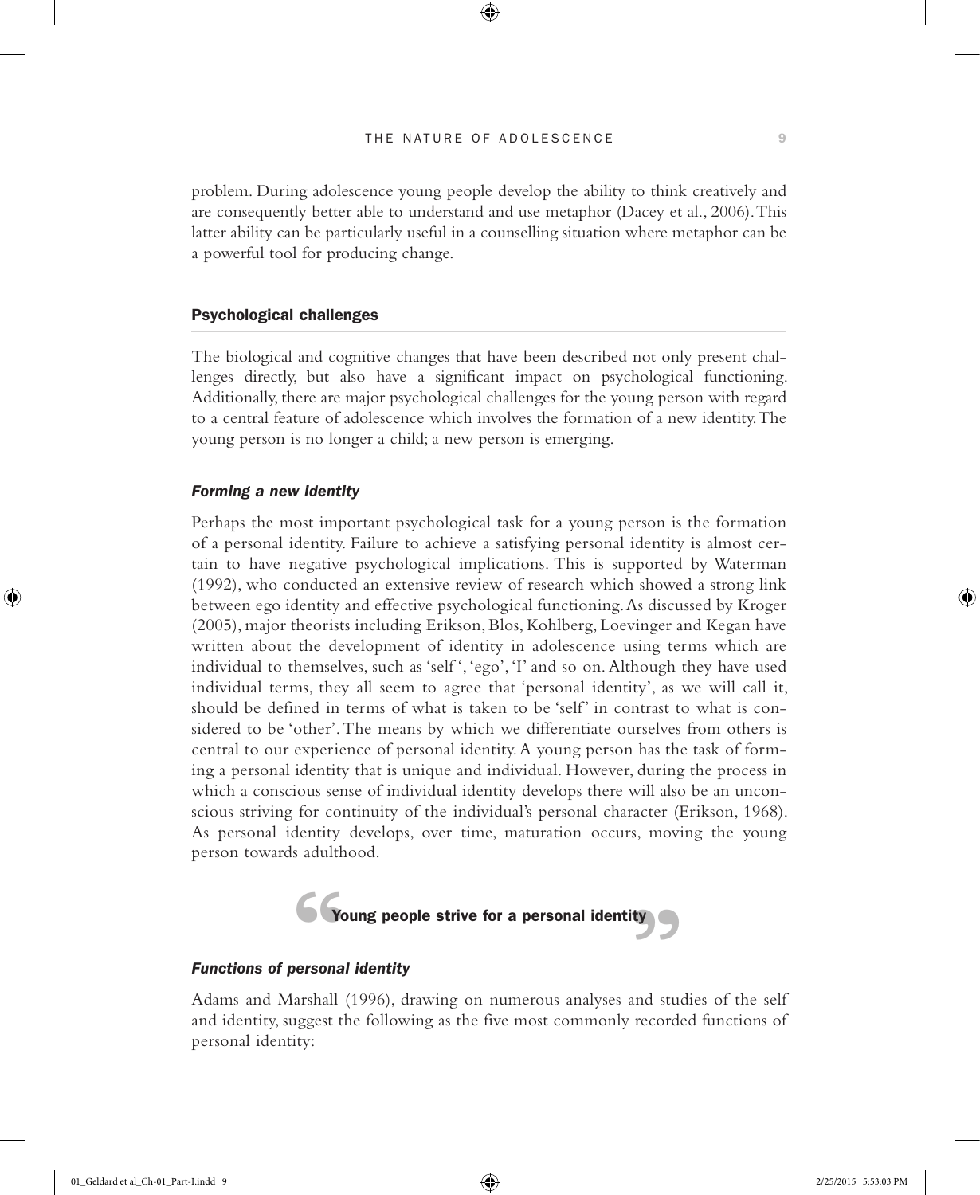problem. During adolescence young people develop the ability to think creatively and are consequently better able to understand and use metaphor (Dacey et al., 2006). This latter ability can be particularly useful in a counselling situation where metaphor can be a powerful tool for producing change.

## Psychological challenges

The biological and cognitive changes that have been described not only present challenges directly, but also have a significant impact on psychological functioning. Additionally, there are major psychological challenges for the young person with regard to a central feature of adolescence which involves the formation of a new identity. The young person is no longer a child; a new person is emerging.

### *Forming a new identity*

Perhaps the most important psychological task for a young person is the formation of a personal identity. Failure to achieve a satisfying personal identity is almost certain to have negative psychological implications. This is supported by Waterman (1992), who conducted an extensive review of research which showed a strong link between ego identity and effective psychological functioning. As discussed by Kroger (2005), major theorists including Erikson, Blos, Kohlberg, Loevinger and Kegan have written about the development of identity in adolescence using terms which are individual to themselves, such as 'self', 'ego', 'I' and so on. Although they have used individual terms, they all seem to agree that 'personal identity', as we will call it, should be defined in terms of what is taken to be 'self' in contrast to what is considered to be 'other'. The means by which we differentiate ourselves from others is central to our experience of personal identity. A young person has the task of forming a personal identity that is unique and individual. However, during the process in which a conscious sense of individual identity develops there will also be an unconscious striving for continuity of the individual's personal character (Erikson, 1968). As personal identity develops, over time, maturation occurs, moving the young person towards adulthood.

> **"Young people strive for a personal identity"**

### *Functions of personal identity*

Adams and Marshall (1996), drawing on numerous analyses and studies of the self and identity, suggest the following as the five most commonly recorded functions of personal identity: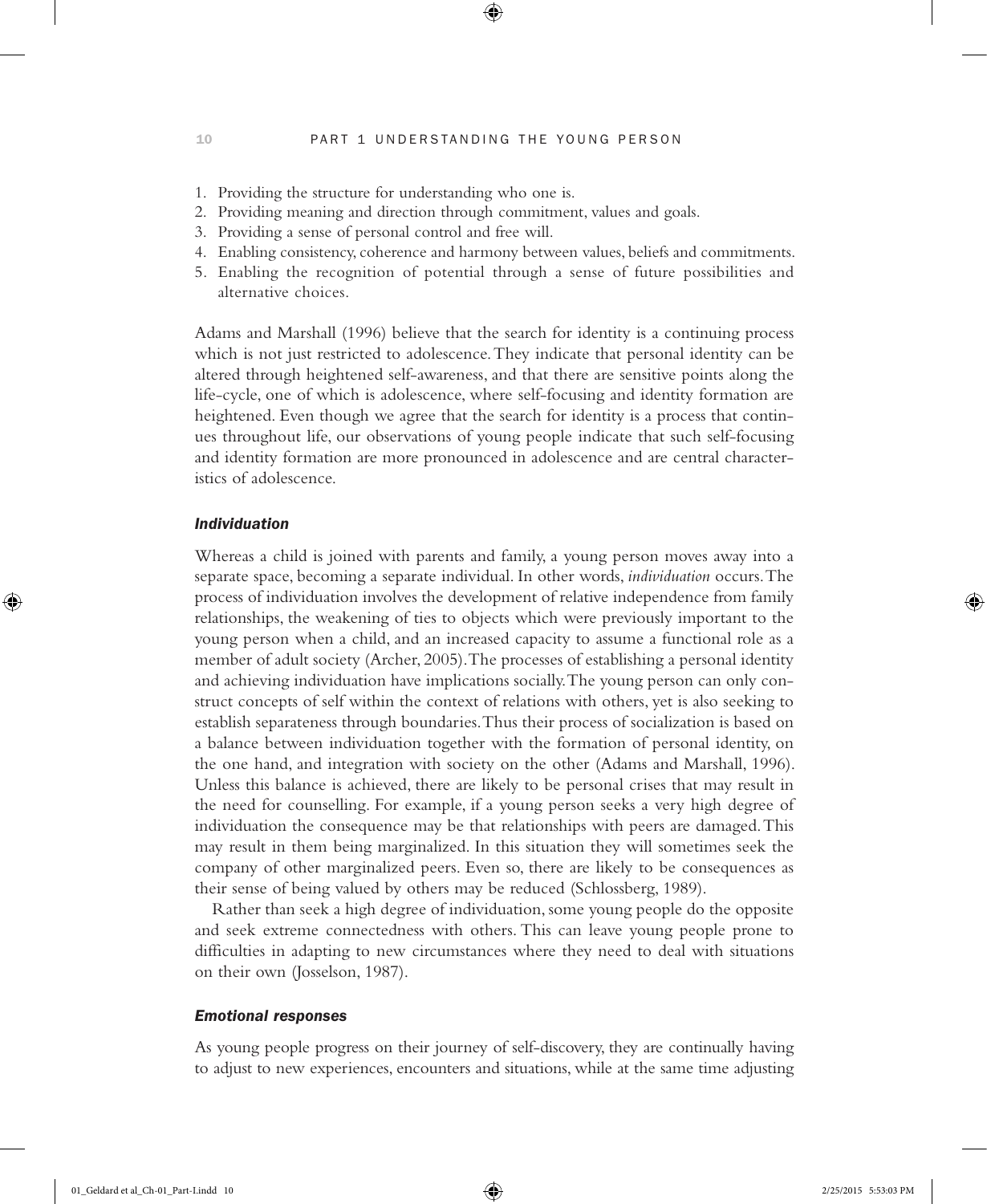1. Providing the structure for understanding who one is.
2. Providing meaning and direction through commitment, values and goals.
3. Providing a sense of personal control and free will.
4. Enabling consistency, coherence and harmony between values, beliefs and commitments.
5. Enabling the recognition of potential through a sense of future possibilities and alternative choices.

Adams and Marshall (1996) believe that the search for identity is a continuing process which is not just restricted to adolescence. They indicate that personal identity can be altered through heightened self-awareness, and that there are sensitive points along the life-cycle, one of which is adolescence, where self-focusing and identity formation are heightened. Even though we agree that the search for identity is a process that continues throughout life, our observations of young people indicate that such self-focusing and identity formation are more pronounced in adolescence and are central characteristics of adolescence.

### *Individuation*

Whereas a child is joined with parents and family, a young person moves away into a separate space, becoming a separate individual. In other words, *individuation* occurs. The process of individuation involves the development of relative independence from family relationships, the weakening of ties to objects which were previously important to the young person when a child, and an increased capacity to assume a functional role as a member of adult society (Archer, 2005). The processes of establishing a personal identity and achieving individuation have implications socially. The young person can only construct concepts of self within the context of relations with others, yet is also seeking to establish separateness through boundaries. Thus their process of socialization is based on a balance between individuation together with the formation of personal identity, on the one hand, and integration with society on the other (Adams and Marshall, 1996). Unless this balance is achieved, there are likely to be personal crises that may result in the need for counselling. For example, if a young person seeks a very high degree of individuation the consequence may be that relationships with peers are damaged. This may result in them being marginalized. In this situation they will sometimes seek the company of other marginalized peers. Even so, there are likely to be consequences as their sense of being valued by others may be reduced (Schlossberg, 1989).

Rather than seek a high degree of individuation, some young people do the opposite and seek extreme connectedness with others. This can leave young people prone to difficulties in adapting to new circumstances where they need to deal with situations on their own (Josselson, 1987).

### *Emotional responses*

As young people progress on their journey of self-discovery, they are continually having to adjust to new experiences, encounters and situations, while at the same time adjusting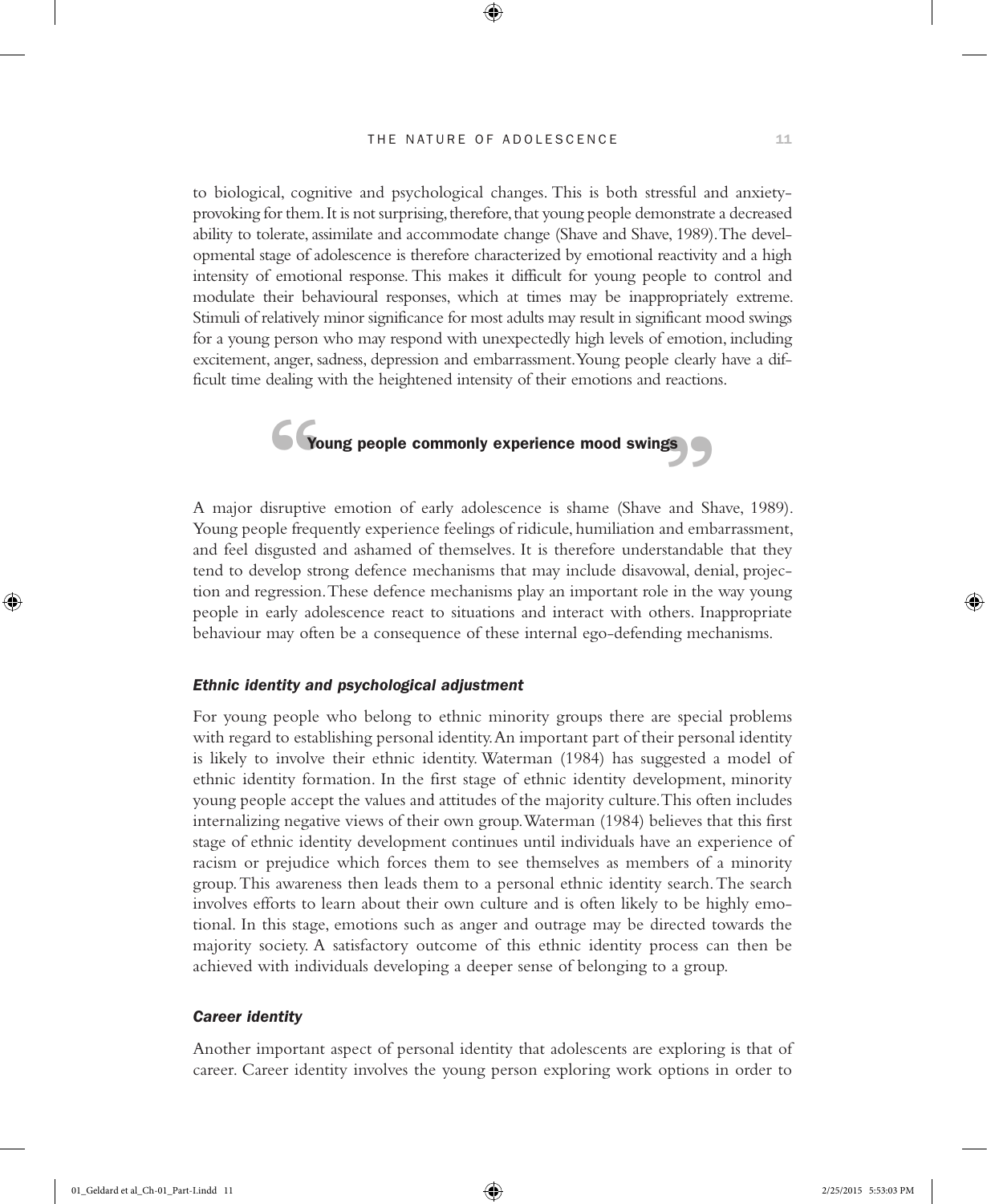to biological, cognitive and psychological changes. This is both stressful and anxiety-provoking for them. It is not surprising, therefore, that young people demonstrate a decreased ability to tolerate, assimilate and accommodate change (Shave and Shave, 1989). The developmental stage of adolescence is therefore characterized by emotional reactivity and a high intensity of emotional response. This makes it difficult for young people to control and modulate their behavioural responses, which at times may be inappropriately extreme. Stimuli of relatively minor significance for most adults may result in significant mood swings for a young person who may respond with unexpectedly high levels of emotion, including excitement, anger, sadness, depression and embarrassment. Young people clearly have a difficult time dealing with the heightened intensity of their emotions and reactions.

> **Young people commonly experience mood swings**

A major disruptive emotion of early adolescence is shame (Shave and Shave, 1989). Young people frequently experience feelings of ridicule, humiliation and embarrassment, and feel disgusted and ashamed of themselves. It is therefore understandable that they tend to develop strong defence mechanisms that may include disavowal, denial, projection and regression. These defence mechanisms play an important role in the way young people in early adolescence react to situations and interact with others. Inappropriate behaviour may often be a consequence of these internal ego-defending mechanisms.

### *Ethnic identity and psychological adjustment*

For young people who belong to ethnic minority groups there are special problems with regard to establishing personal identity. An important part of their personal identity is likely to involve their ethnic identity. Waterman (1984) has suggested a model of ethnic identity formation. In the first stage of ethnic identity development, minority young people accept the values and attitudes of the majority culture. This often includes internalizing negative views of their own group. Waterman (1984) believes that this first stage of ethnic identity development continues until individuals have an experience of racism or prejudice which forces them to see themselves as members of a minority group. This awareness then leads them to a personal ethnic identity search. The search involves efforts to learn about their own culture and is often likely to be highly emotional. In this stage, emotions such as anger and outrage may be directed towards the majority society. A satisfactory outcome of this ethnic identity process can then be achieved with individuals developing a deeper sense of belonging to a group.

### *Career identity*

Another important aspect of personal identity that adolescents are exploring is that of career. Career identity involves the young person exploring work options in order to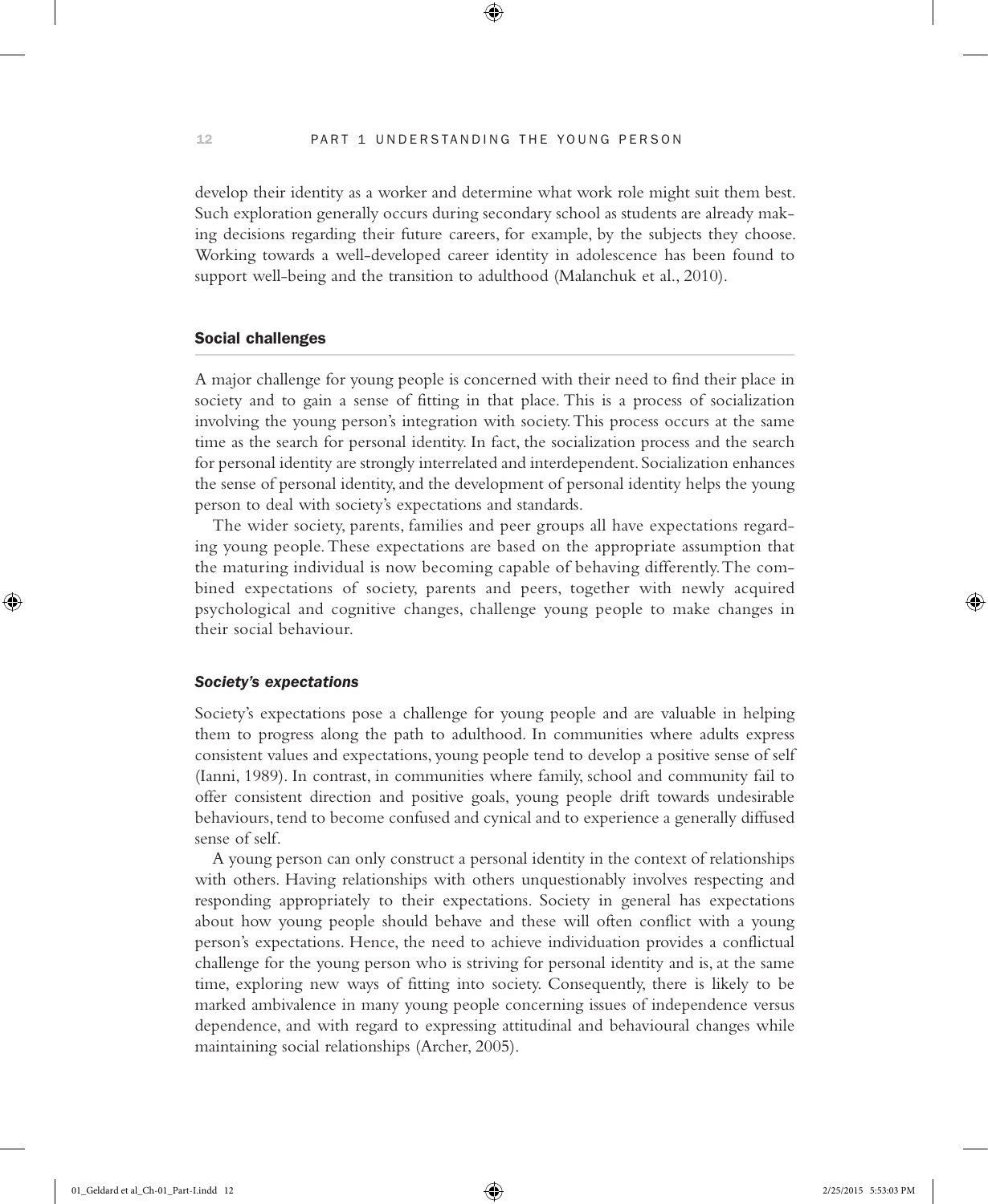develop their identity as a worker and determine what work role might suit them best. Such exploration generally occurs during secondary school as students are already making decisions regarding their future careers, for example, by the subjects they choose. Working towards a well-developed career identity in adolescence has been found to support well-being and the transition to adulthood (Malanchuk et al., 2010).

## Social challenges

A major challenge for young people is concerned with their need to find their place in society and to gain a sense of fitting in that place. This is a process of socialization involving the young person's integration with society. This process occurs at the same time as the search for personal identity. In fact, the socialization process and the search for personal identity are strongly interrelated and interdependent. Socialization enhances the sense of personal identity, and the development of personal identity helps the young person to deal with society's expectations and standards.

The wider society, parents, families and peer groups all have expectations regarding young people. These expectations are based on the appropriate assumption that the maturing individual is now becoming capable of behaving differently. The combined expectations of society, parents and peers, together with newly acquired psychological and cognitive changes, challenge young people to make changes in their social behaviour.

### *Society's expectations*

Society's expectations pose a challenge for young people and are valuable in helping them to progress along the path to adulthood. In communities where adults express consistent values and expectations, young people tend to develop a positive sense of self (Ianni, 1989). In contrast, in communities where family, school and community fail to offer consistent direction and positive goals, young people drift towards undesirable behaviours, tend to become confused and cynical and to experience a generally diffused sense of self.

A young person can only construct a personal identity in the context of relationships with others. Having relationships with others unquestionably involves respecting and responding appropriately to their expectations. Society in general has expectations about how young people should behave and these will often conflict with a young person's expectations. Hence, the need to achieve individuation provides a conflictual challenge for the young person who is striving for personal identity and is, at the same time, exploring new ways of fitting into society. Consequently, there is likely to be marked ambivalence in many young people concerning issues of independence versus dependence, and with regard to expressing attitudinal and behavioural changes while maintaining social relationships (Archer, 2005).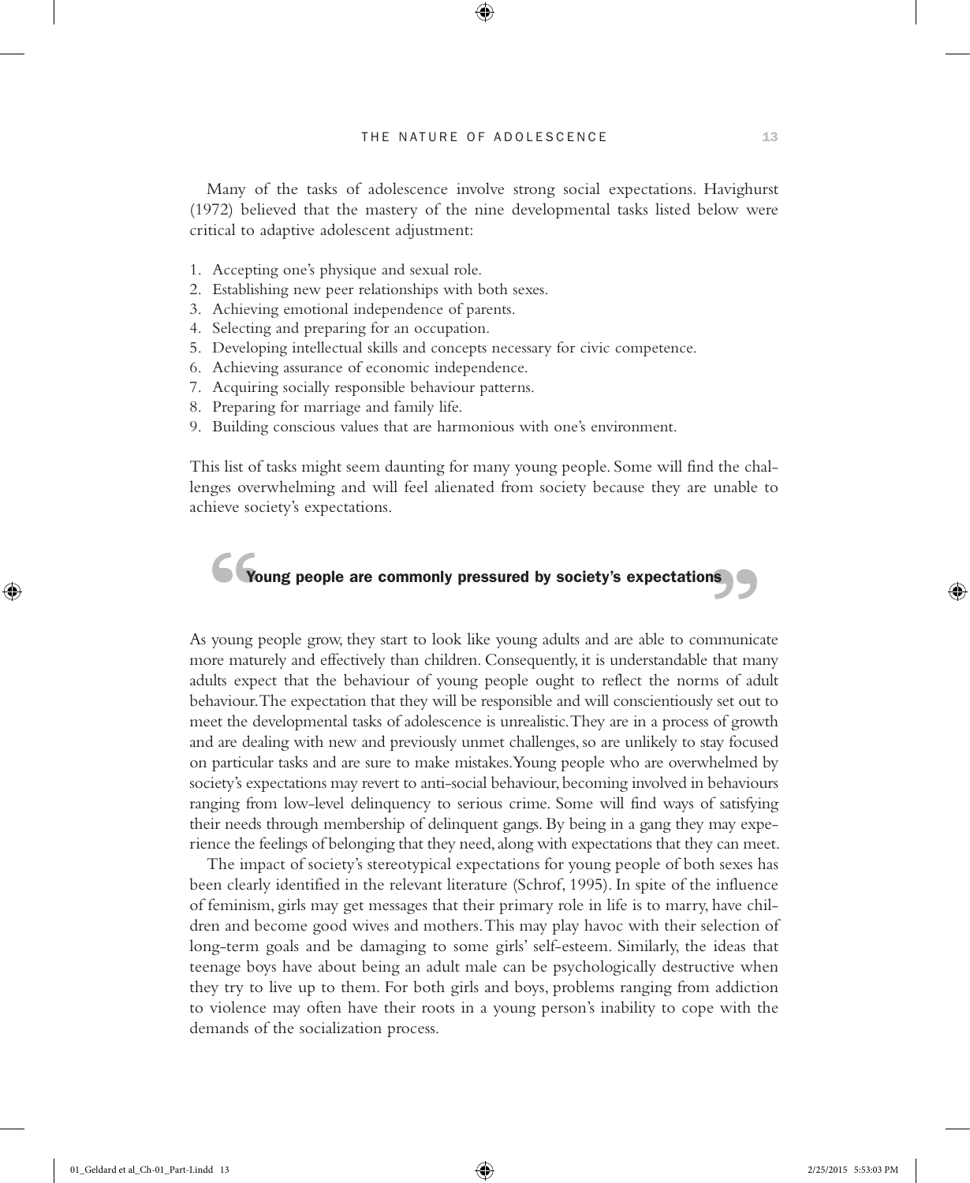Many of the tasks of adolescence involve strong social expectations. Havighurst (1972) believed that the mastery of the nine developmental tasks listed below were critical to adaptive adolescent adjustment:

1. Accepting one's physique and sexual role.
2. Establishing new peer relationships with both sexes.
3. Achieving emotional independence of parents.
4. Selecting and preparing for an occupation.
5. Developing intellectual skills and concepts necessary for civic competence.
6. Achieving assurance of economic independence.
7. Acquiring socially responsible behaviour patterns.
8. Preparing for marriage and family life.
9. Building conscious values that are harmonious with one's environment.

This list of tasks might seem daunting for many young people. Some will find the challenges overwhelming and will feel alienated from society because they are unable to achieve society's expectations.

> **Young people are commonly pressured by society's expectations**

As young people grow, they start to look like young adults and are able to communicate more maturely and effectively than children. Consequently, it is understandable that many adults expect that the behaviour of young people ought to reflect the norms of adult behaviour. The expectation that they will be responsible and will conscientiously set out to meet the developmental tasks of adolescence is unrealistic. They are in a process of growth and are dealing with new and previously unmet challenges, so are unlikely to stay focused on particular tasks and are sure to make mistakes. Young people who are overwhelmed by society's expectations may revert to anti-social behaviour, becoming involved in behaviours ranging from low-level delinquency to serious crime. Some will find ways of satisfying their needs through membership of delinquent gangs. By being in a gang they may experience the feelings of belonging that they need, along with expectations that they can meet.

The impact of society's stereotypical expectations for young people of both sexes has been clearly identified in the relevant literature (Schrof, 1995). In spite of the influence of feminism, girls may get messages that their primary role in life is to marry, have children and become good wives and mothers. This may play havoc with their selection of long-term goals and be damaging to some girls' self-esteem. Similarly, the ideas that teenage boys have about being an adult male can be psychologically destructive when they try to live up to them. For both girls and boys, problems ranging from addiction to violence may often have their roots in a young person's inability to cope with the demands of the socialization process.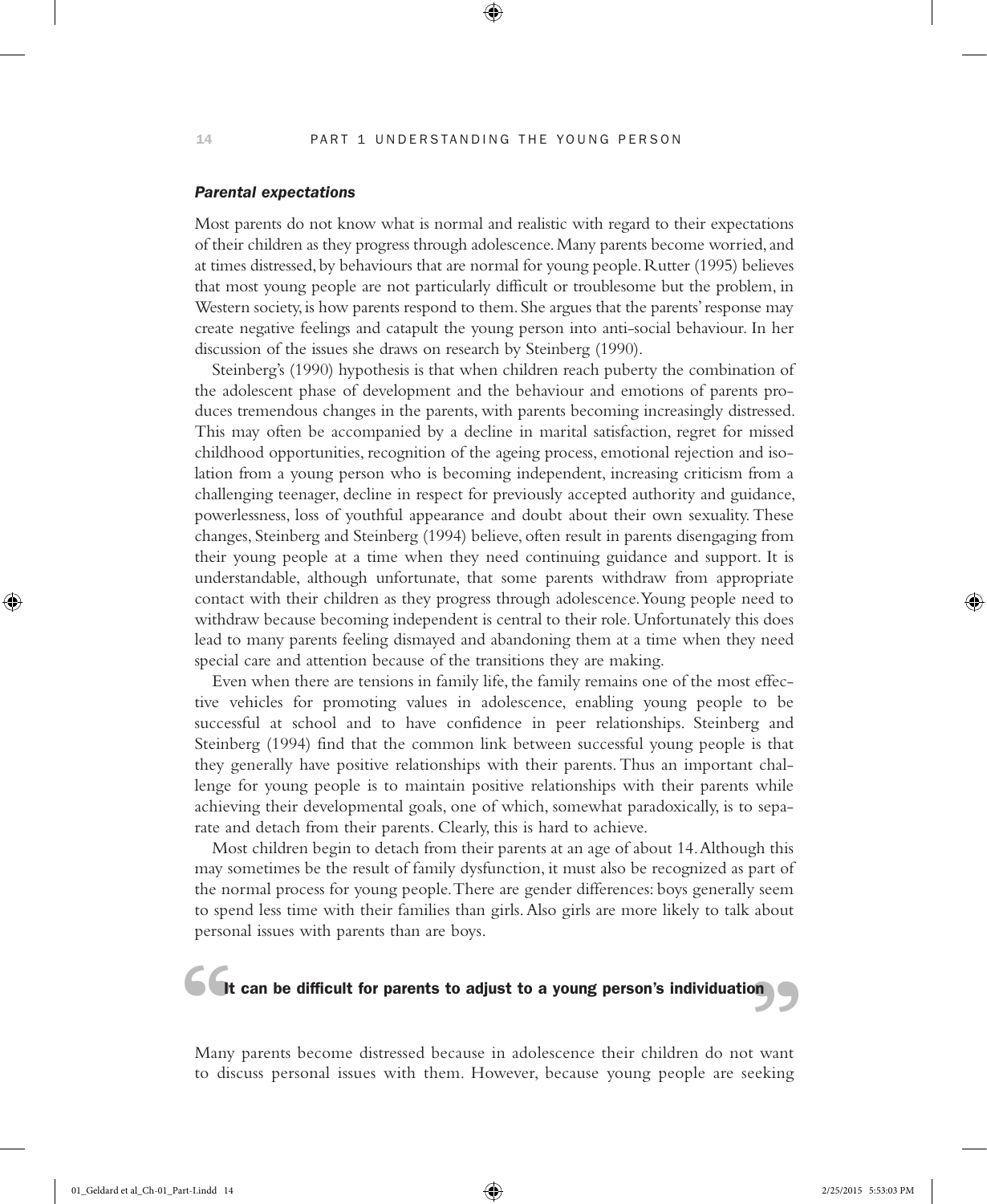### *Parental expectations*

Most parents do not know what is normal and realistic with regard to their expectations of their children as they progress through adolescence. Many parents become worried, and at times distressed, by behaviours that are normal for young people. Rutter (1995) believes that most young people are not particularly difficult or troublesome but the problem, in Western society, is how parents respond to them. She argues that the parents' response may create negative feelings and catapult the young person into anti-social behaviour. In her discussion of the issues she draws on research by Steinberg (1990).

Steinberg's (1990) hypothesis is that when children reach puberty the combination of the adolescent phase of development and the behaviour and emotions of parents produces tremendous changes in the parents, with parents becoming increasingly distressed. This may often be accompanied by a decline in marital satisfaction, regret for missed childhood opportunities, recognition of the ageing process, emotional rejection and isolation from a young person who is becoming independent, increasing criticism from a challenging teenager, decline in respect for previously accepted authority and guidance, powerlessness, loss of youthful appearance and doubt about their own sexuality. These changes, Steinberg and Steinberg (1994) believe, often result in parents disengaging from their young people at a time when they need continuing guidance and support. It is understandable, although unfortunate, that some parents withdraw from appropriate contact with their children as they progress through adolescence. Young people need to withdraw because becoming independent is central to their role. Unfortunately this does lead to many parents feeling dismayed and abandoning them at a time when they need special care and attention because of the transitions they are making.

Even when there are tensions in family life, the family remains one of the most effective vehicles for promoting values in adolescence, enabling young people to be successful at school and to have confidence in peer relationships. Steinberg and Steinberg (1994) find that the common link between successful young people is that they generally have positive relationships with their parents. Thus an important challenge for young people is to maintain positive relationships with their parents while achieving their developmental goals, one of which, somewhat paradoxically, is to separate and detach from their parents. Clearly, this is hard to achieve.

Most children begin to detach from their parents at an age of about 14. Although this may sometimes be the result of family dysfunction, it must also be recognized as part of the normal process for young people. There are gender differences: boys generally seem to spend less time with their families than girls. Also girls are more likely to talk about personal issues with parents than are boys.

> **It can be difficult for parents to adjust to a young person's individuation**

Many parents become distressed because in adolescence their children do not want to discuss personal issues with them. However, because young people are seeking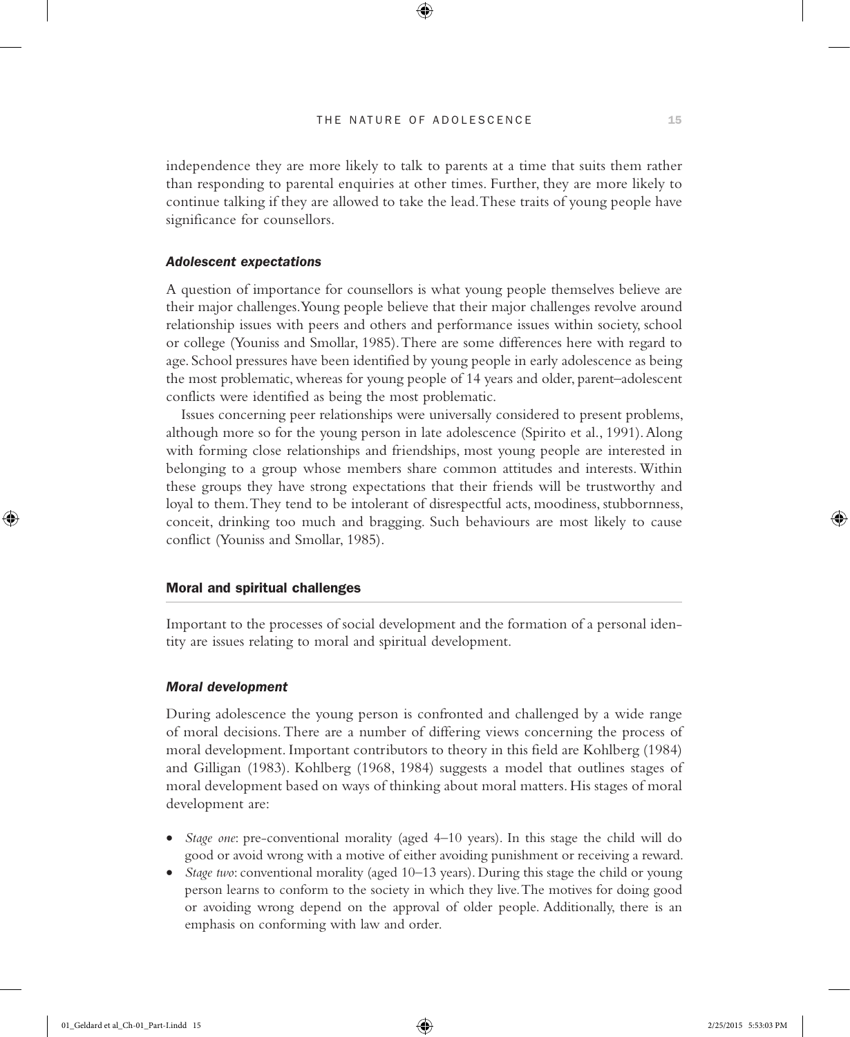independence they are more likely to talk to parents at a time that suits them rather than responding to parental enquiries at other times. Further, they are more likely to continue talking if they are allowed to take the lead. These traits of young people have significance for counsellors.

### *Adolescent expectations*

A question of importance for counsellors is what young people themselves believe are their major challenges. Young people believe that their major challenges revolve around relationship issues with peers and others and performance issues within society, school or college (Youniss and Smollar, 1985). There are some differences here with regard to age. School pressures have been identified by young people in early adolescence as being the most problematic, whereas for young people of 14 years and older, parent–adolescent conflicts were identified as being the most problematic.

Issues concerning peer relationships were universally considered to present problems, although more so for the young person in late adolescence (Spirito et al., 1991). Along with forming close relationships and friendships, most young people are interested in belonging to a group whose members share common attitudes and interests. Within these groups they have strong expectations that their friends will be trustworthy and loyal to them. They tend to be intolerant of disrespectful acts, moodiness, stubbornness, conceit, drinking too much and bragging. Such behaviours are most likely to cause conflict (Youniss and Smollar, 1985).

## Moral and spiritual challenges

Important to the processes of social development and the formation of a personal identity are issues relating to moral and spiritual development.

### *Moral development*

During adolescence the young person is confronted and challenged by a wide range of moral decisions. There are a number of differing views concerning the process of moral development. Important contributors to theory in this field are Kohlberg (1984) and Gilligan (1983). Kohlberg (1968, 1984) suggests a model that outlines stages of moral development based on ways of thinking about moral matters. His stages of moral development are:

- *Stage one*: pre-conventional morality (aged 4–10 years). In this stage the child will do good or avoid wrong with a motive of either avoiding punishment or receiving a reward.
- *Stage two*: conventional morality (aged 10–13 years). During this stage the child or young person learns to conform to the society in which they live. The motives for doing good or avoiding wrong depend on the approval of older people. Additionally, there is an emphasis on conforming with law and order.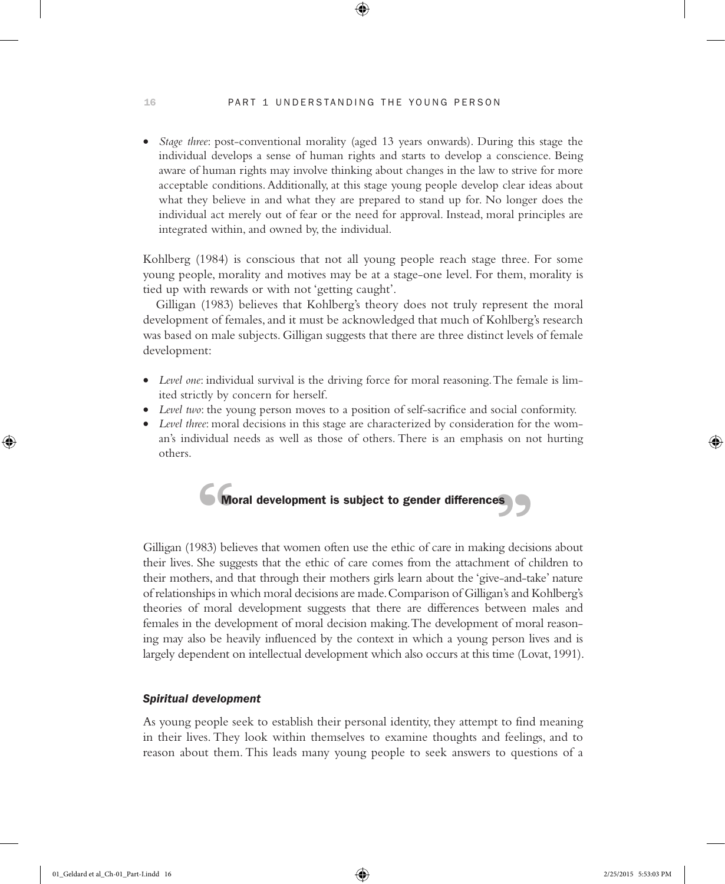- *Stage three*: post-conventional morality (aged 13 years onwards). During this stage the individual develops a sense of human rights and starts to develop a conscience. Being aware of human rights may involve thinking about changes in the law to strive for more acceptable conditions. Additionally, at this stage young people develop clear ideas about what they believe in and what they are prepared to stand up for. No longer does the individual act merely out of fear or the need for approval. Instead, moral principles are integrated within, and owned by, the individual.

Kohlberg (1984) is conscious that not all young people reach stage three. For some young people, morality and motives may be at a stage-one level. For them, morality is tied up with rewards or with not 'getting caught'.

Gilligan (1983) believes that Kohlberg's theory does not truly represent the moral development of females, and it must be acknowledged that much of Kohlberg's research was based on male subjects. Gilligan suggests that there are three distinct levels of female development:

- *Level one*: individual survival is the driving force for moral reasoning. The female is limited strictly by concern for herself.
- *Level two*: the young person moves to a position of self-sacrifice and social conformity.
- *Level three*: moral decisions in this stage are characterized by consideration for the woman's individual needs as well as those of others. There is an emphasis on not hurting others.

> **"Moral development is subject to gender differences"**

Gilligan (1983) believes that women often use the ethic of care in making decisions about their lives. She suggests that the ethic of care comes from the attachment of children to their mothers, and that through their mothers girls learn about the 'give-and-take' nature of relationships in which moral decisions are made. Comparison of Gilligan's and Kohlberg's theories of moral development suggests that there are differences between males and females in the development of moral decision making. The development of moral reasoning may also be heavily influenced by the context in which a young person lives and is largely dependent on intellectual development which also occurs at this time (Lovat, 1991).

#### *Spiritual development*

As young people seek to establish their personal identity, they attempt to find meaning in their lives. They look within themselves to examine thoughts and feelings, and to reason about them. This leads many young people to seek answers to questions of a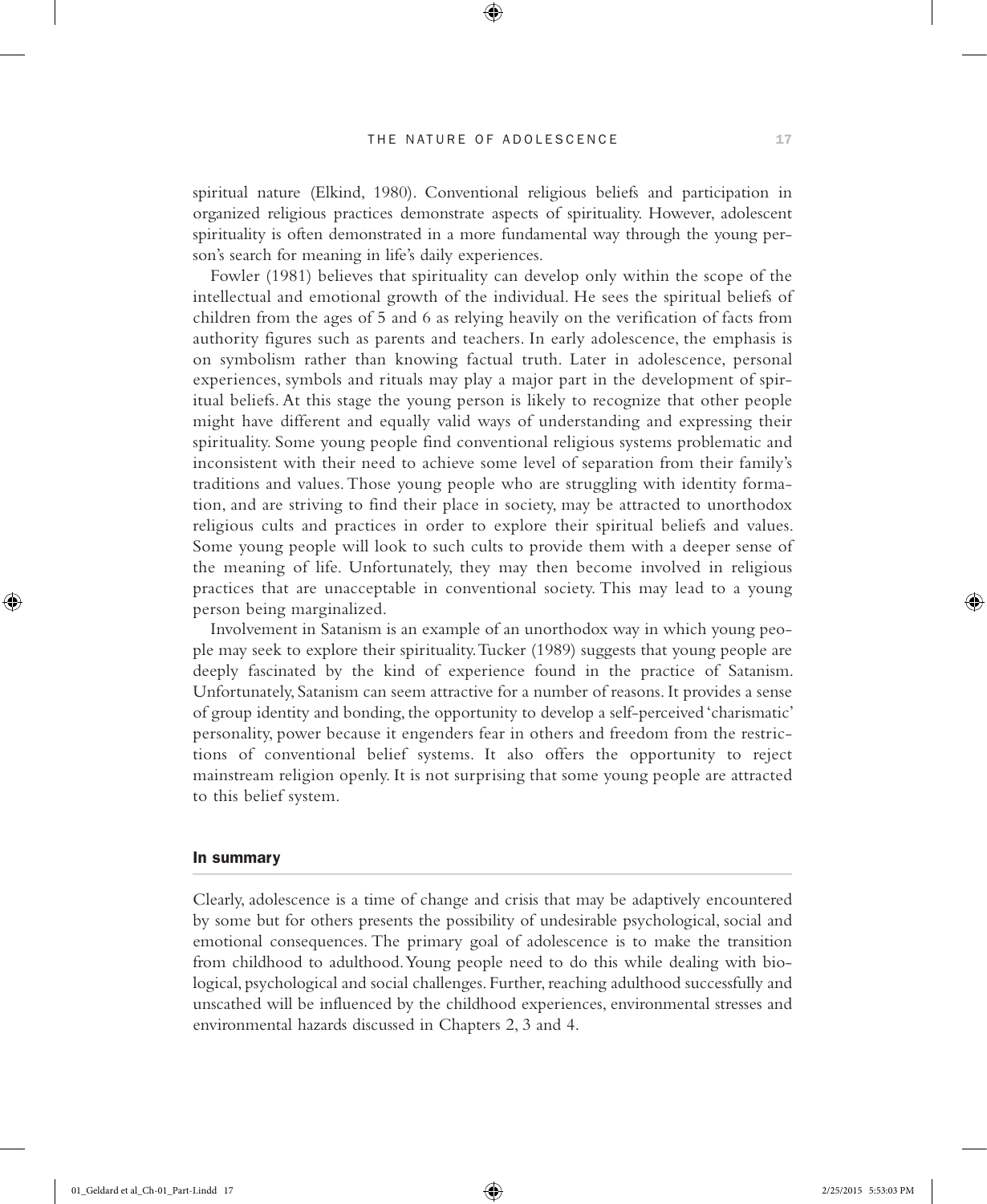spiritual nature (Elkind, 1980). Conventional religious beliefs and participation in organized religious practices demonstrate aspects of spirituality. However, adolescent spirituality is often demonstrated in a more fundamental way through the young person's search for meaning in life's daily experiences.

Fowler (1981) believes that spirituality can develop only within the scope of the intellectual and emotional growth of the individual. He sees the spiritual beliefs of children from the ages of 5 and 6 as relying heavily on the verification of facts from authority figures such as parents and teachers. In early adolescence, the emphasis is on symbolism rather than knowing factual truth. Later in adolescence, personal experiences, symbols and rituals may play a major part in the development of spiritual beliefs. At this stage the young person is likely to recognize that other people might have different and equally valid ways of understanding and expressing their spirituality. Some young people find conventional religious systems problematic and inconsistent with their need to achieve some level of separation from their family's traditions and values. Those young people who are struggling with identity formation, and are striving to find their place in society, may be attracted to unorthodox religious cults and practices in order to explore their spiritual beliefs and values. Some young people will look to such cults to provide them with a deeper sense of the meaning of life. Unfortunately, they may then become involved in religious practices that are unacceptable in conventional society. This may lead to a young person being marginalized.

Involvement in Satanism is an example of an unorthodox way in which young people may seek to explore their spirituality. Tucker (1989) suggests that young people are deeply fascinated by the kind of experience found in the practice of Satanism. Unfortunately, Satanism can seem attractive for a number of reasons. It provides a sense of group identity and bonding, the opportunity to develop a self-perceived 'charismatic' personality, power because it engenders fear in others and freedom from the restrictions of conventional belief systems. It also offers the opportunity to reject mainstream religion openly. It is not surprising that some young people are attracted to this belief system.

## In summary

Clearly, adolescence is a time of change and crisis that may be adaptively encountered by some but for others presents the possibility of undesirable psychological, social and emotional consequences. The primary goal of adolescence is to make the transition from childhood to adulthood. Young people need to do this while dealing with biological, psychological and social challenges. Further, reaching adulthood successfully and unscathed will be influenced by the childhood experiences, environmental stresses and environmental hazards discussed in Chapters 2, 3 and 4.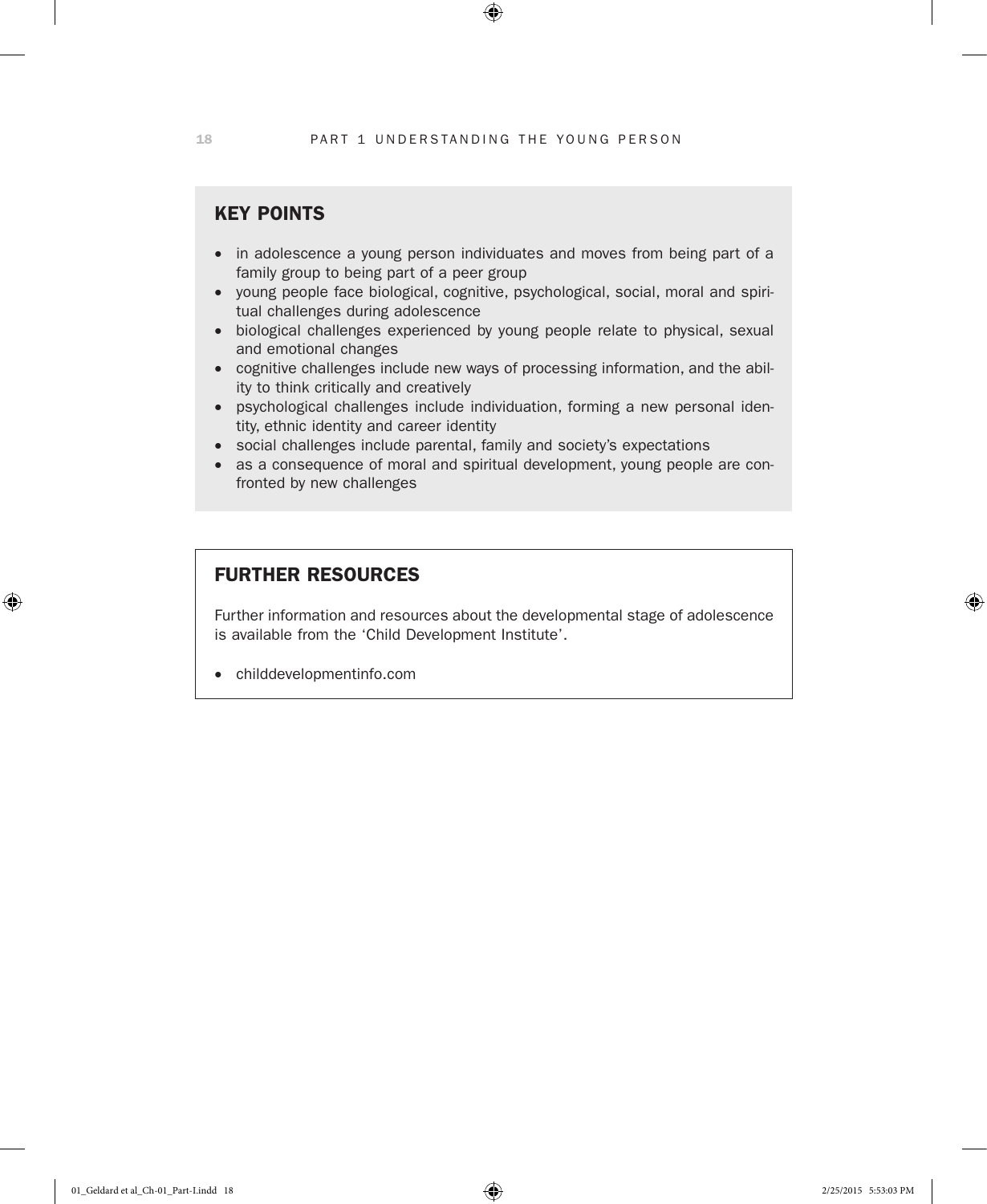## KEY POINTS

- in adolescence a young person individuates and moves from being part of a family group to being part of a peer group
- young people face biological, cognitive, psychological, social, moral and spiritual challenges during adolescence
- biological challenges experienced by young people relate to physical, sexual and emotional changes
- cognitive challenges include new ways of processing information, and the ability to think critically and creatively
- psychological challenges include individuation, forming a new personal identity, ethnic identity and career identity
- social challenges include parental, family and society's expectations
- as a consequence of moral and spiritual development, young people are confronted by new challenges

## FURTHER RESOURCES

Further information and resources about the developmental stage of adolescence is available from the 'Child Development Institute'.

- childdevelopmentinfo.com